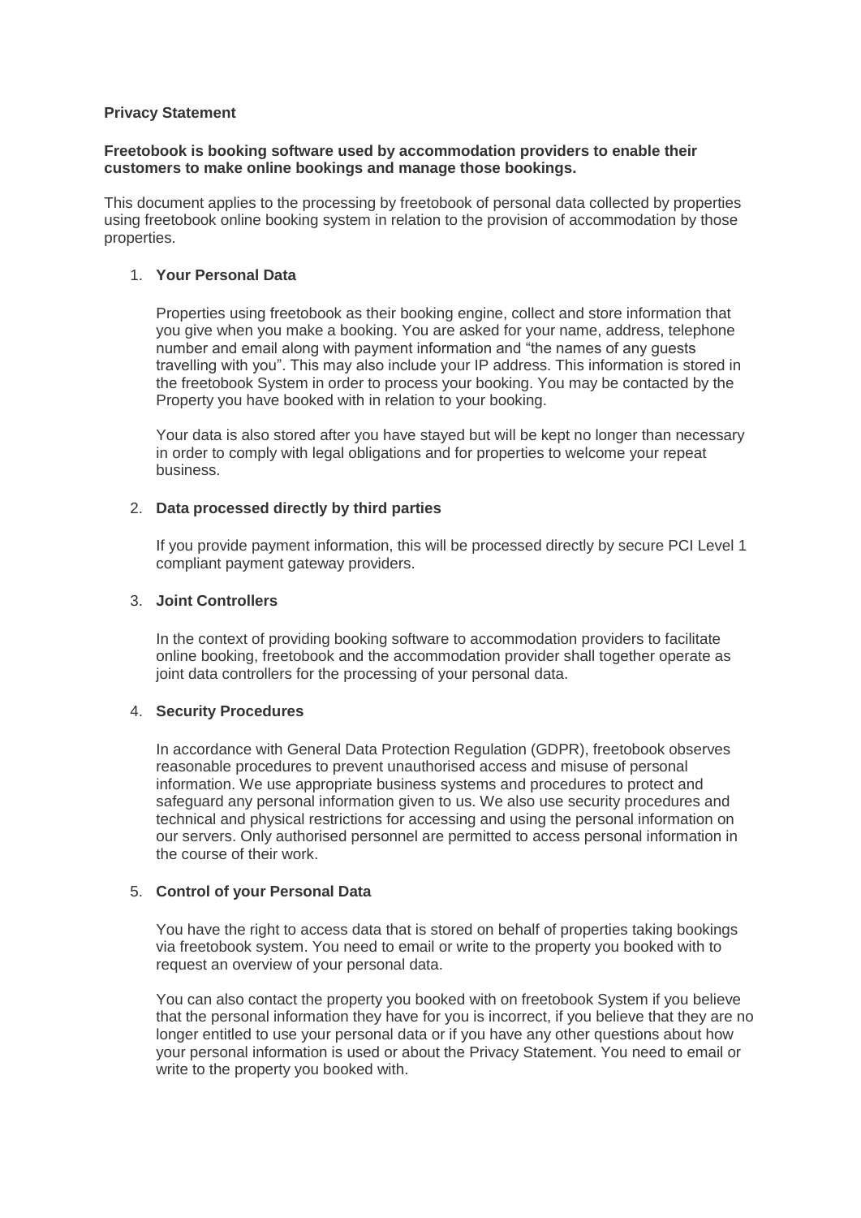**Privacy Statement**

**Freetobook is booking software used by accommodation providers to enable their customers to make online bookings and manage those bookings.**

This document applies to the processing by freetobook of personal data collected by properties using freetobook online booking system in relation to the provision of accommodation by those properties.

1. **Your Personal Data**

   Properties using freetobook as their booking engine, collect and store information that you give when you make a booking. You are asked for your name, address, telephone number and email along with payment information and "the names of any guests travelling with you". This may also include your IP address. This information is stored in the freetobook System in order to process your booking. You may be contacted by the Property you have booked with in relation to your booking.

   Your data is also stored after you have stayed but will be kept no longer than necessary in order to comply with legal obligations and for properties to welcome your repeat business.

2. **Data processed directly by third parties**

   If you provide payment information, this will be processed directly by secure PCI Level 1 compliant payment gateway providers.

3. **Joint Controllers**

   In the context of providing booking software to accommodation providers to facilitate online booking, freetobook and the accommodation provider shall together operate as joint data controllers for the processing of your personal data.

4. **Security Procedures**

   In accordance with General Data Protection Regulation (GDPR), freetobook observes reasonable procedures to prevent unauthorised access and misuse of personal information. We use appropriate business systems and procedures to protect and safeguard any personal information given to us. We also use security procedures and technical and physical restrictions for accessing and using the personal information on our servers. Only authorised personnel are permitted to access personal information in the course of their work.

5. **Control of your Personal Data**

   You have the right to access data that is stored on behalf of properties taking bookings via freetobook system. You need to email or write to the property you booked with to request an overview of your personal data.

   You can also contact the property you booked with on freetobook System if you believe that the personal information they have for you is incorrect, if you believe that they are no longer entitled to use your personal data or if you have any other questions about how your personal information is used or about the Privacy Statement. You need to email or write to the property you booked with.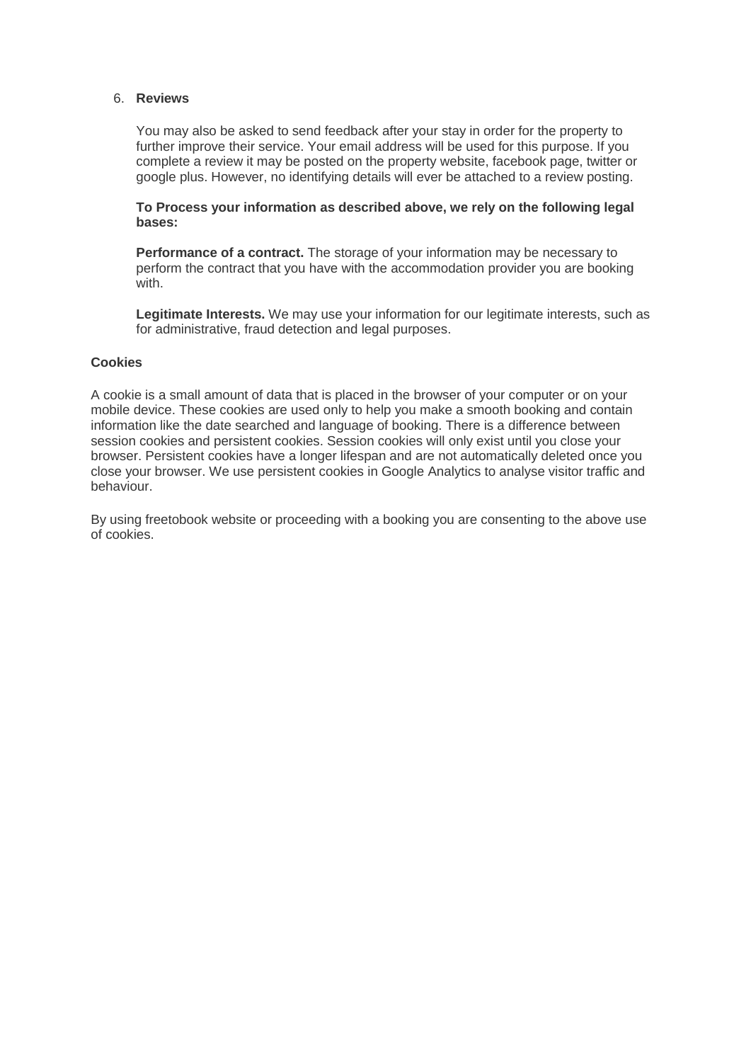6. **Reviews**

   You may also be asked to send feedback after your stay in order for the property to further improve their service. Your email address will be used for this purpose. If you complete a review it may be posted on the property website, facebook page, twitter or google plus. However, no identifying details will ever be attached to a review posting.

   **To Process your information as described above, we rely on the following legal bases:**

   **Performance of a contract.** The storage of your information may be necessary to perform the contract that you have with the accommodation provider you are booking with.

   **Legitimate Interests.** We may use your information for our legitimate interests, such as for administrative, fraud detection and legal purposes.

**Cookies**

A cookie is a small amount of data that is placed in the browser of your computer or on your mobile device. These cookies are used only to help you make a smooth booking and contain information like the date searched and language of booking. There is a difference between session cookies and persistent cookies. Session cookies will only exist until you close your browser. Persistent cookies have a longer lifespan and are not automatically deleted once you close your browser. We use persistent cookies in Google Analytics to analyse visitor traffic and behaviour.

By using freetobook website or proceeding with a booking you are consenting to the above use of cookies.